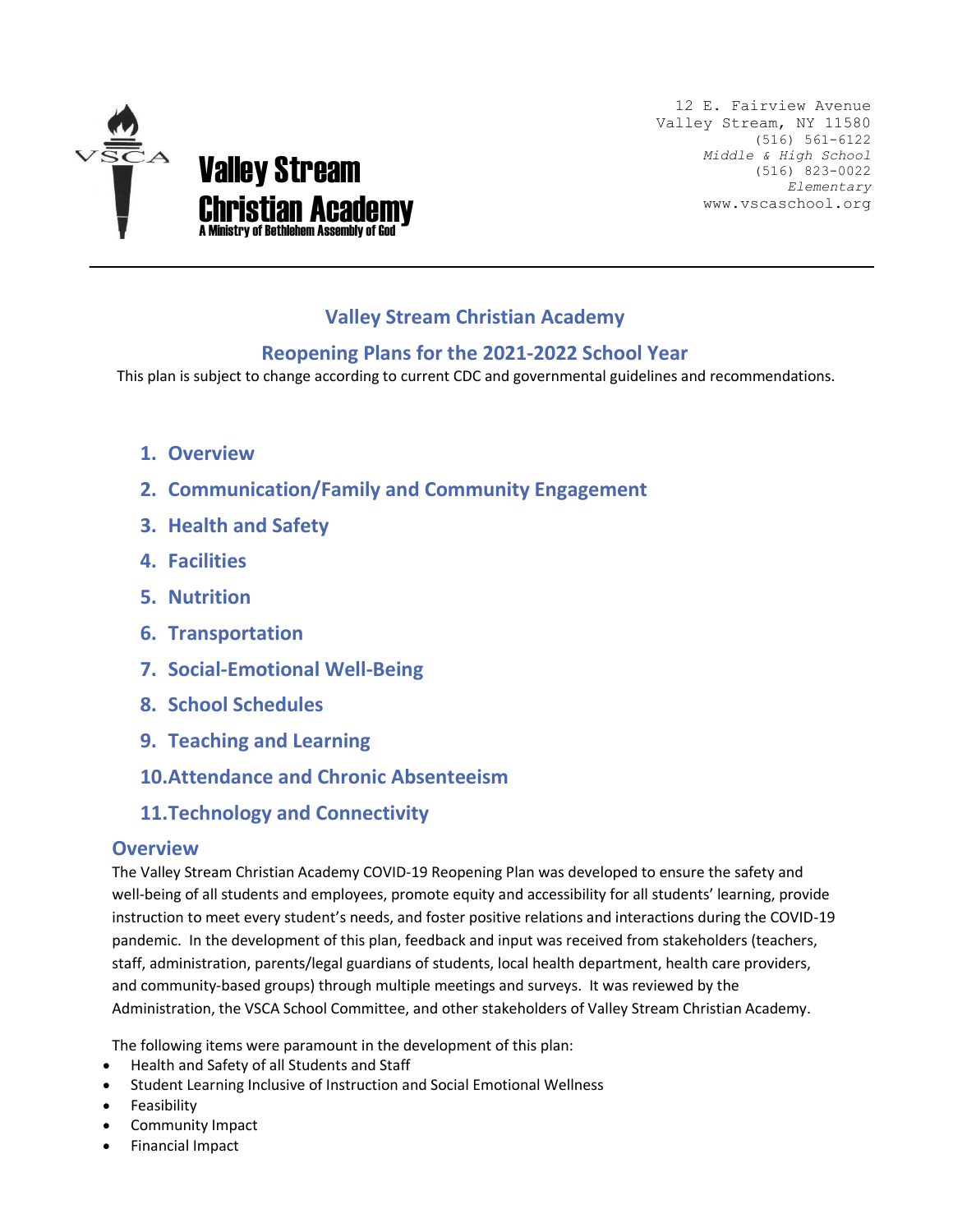**Valley Stream Christian Academy**
A Ministry of Bethlehem Assembly of God

12 E. Fairview Avenue
Valley Stream, NY 11580
(516) 561-6122
*Middle & High School*
(516) 823-0022
*Elementary*
www.vscaschool.org

---

# Valley Stream Christian Academy

## Reopening Plans for the 2021-2022 School Year

This plan is subject to change according to current CDC and governmental guidelines and recommendations.

1. Overview
2. Communication/Family and Community Engagement
3. Health and Safety
4. Facilities
5. Nutrition
6. Transportation
7. Social-Emotional Well-Being
8. School Schedules
9. Teaching and Learning
10. Attendance and Chronic Absenteeism
11. Technology and Connectivity

## Overview

The Valley Stream Christian Academy COVID-19 Reopening Plan was developed to ensure the safety and well-being of all students and employees, promote equity and accessibility for all students' learning, provide instruction to meet every student's needs, and foster positive relations and interactions during the COVID-19 pandemic. In the development of this plan, feedback and input was received from stakeholders (teachers, staff, administration, parents/legal guardians of students, local health department, health care providers, and community-based groups) through multiple meetings and surveys. It was reviewed by the Administration, the VSCA School Committee, and other stakeholders of Valley Stream Christian Academy.

The following items were paramount in the development of this plan:

- Health and Safety of all Students and Staff
- Student Learning Inclusive of Instruction and Social Emotional Wellness
- Feasibility
- Community Impact
- Financial Impact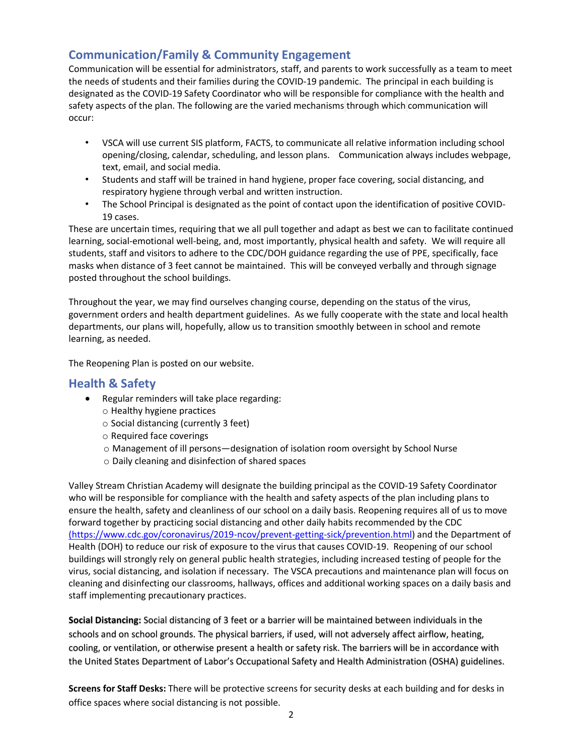## Communication/Family & Community Engagement

Communication will be essential for administrators, staff, and parents to work successfully as a team to meet the needs of students and their families during the COVID-19 pandemic. The principal in each building is designated as the COVID-19 Safety Coordinator who will be responsible for compliance with the health and safety aspects of the plan. The following are the varied mechanisms through which communication will occur:

- VSCA will use current SIS platform, FACTS, to communicate all relative information including school opening/closing, calendar, scheduling, and lesson plans. Communication always includes webpage, text, email, and social media.
- Students and staff will be trained in hand hygiene, proper face covering, social distancing, and respiratory hygiene through verbal and written instruction.
- The School Principal is designated as the point of contact upon the identification of positive COVID-19 cases.

These are uncertain times, requiring that we all pull together and adapt as best we can to facilitate continued learning, social-emotional well-being, and, most importantly, physical health and safety. We will require all students, staff and visitors to adhere to the CDC/DOH guidance regarding the use of PPE, specifically, face masks when distance of 3 feet cannot be maintained. This will be conveyed verbally and through signage posted throughout the school buildings.

Throughout the year, we may find ourselves changing course, depending on the status of the virus, government orders and health department guidelines. As we fully cooperate with the state and local health departments, our plans will, hopefully, allow us to transition smoothly between in school and remote learning, as needed.

The Reopening Plan is posted on our website.

## Health & Safety

- Regular reminders will take place regarding:
  - Healthy hygiene practices
  - Social distancing (currently 3 feet)
  - Required face coverings
  - Management of ill persons—designation of isolation room oversight by School Nurse
  - Daily cleaning and disinfection of shared spaces

Valley Stream Christian Academy will designate the building principal as the COVID-19 Safety Coordinator who will be responsible for compliance with the health and safety aspects of the plan including plans to ensure the health, safety and cleanliness of our school on a daily basis. Reopening requires all of us to move forward together by practicing social distancing and other daily habits recommended by the CDC (https://www.cdc.gov/coronavirus/2019-ncov/prevent-getting-sick/prevention.html) and the Department of Health (DOH) to reduce our risk of exposure to the virus that causes COVID-19. Reopening of our school buildings will strongly rely on general public health strategies, including increased testing of people for the virus, social distancing, and isolation if necessary. The VSCA precautions and maintenance plan will focus on cleaning and disinfecting our classrooms, hallways, offices and additional working spaces on a daily basis and staff implementing precautionary practices.

**Social Distancing:** Social distancing of 3 feet or a barrier will be maintained between individuals in the schools and on school grounds. The physical barriers, if used, will not adversely affect airflow, heating, cooling, or ventilation, or otherwise present a health or safety risk. The barriers will be in accordance with the United States Department of Labor's Occupational Safety and Health Administration (OSHA) guidelines.

**Screens for Staff Desks:** There will be protective screens for security desks at each building and for desks in office spaces where social distancing is not possible.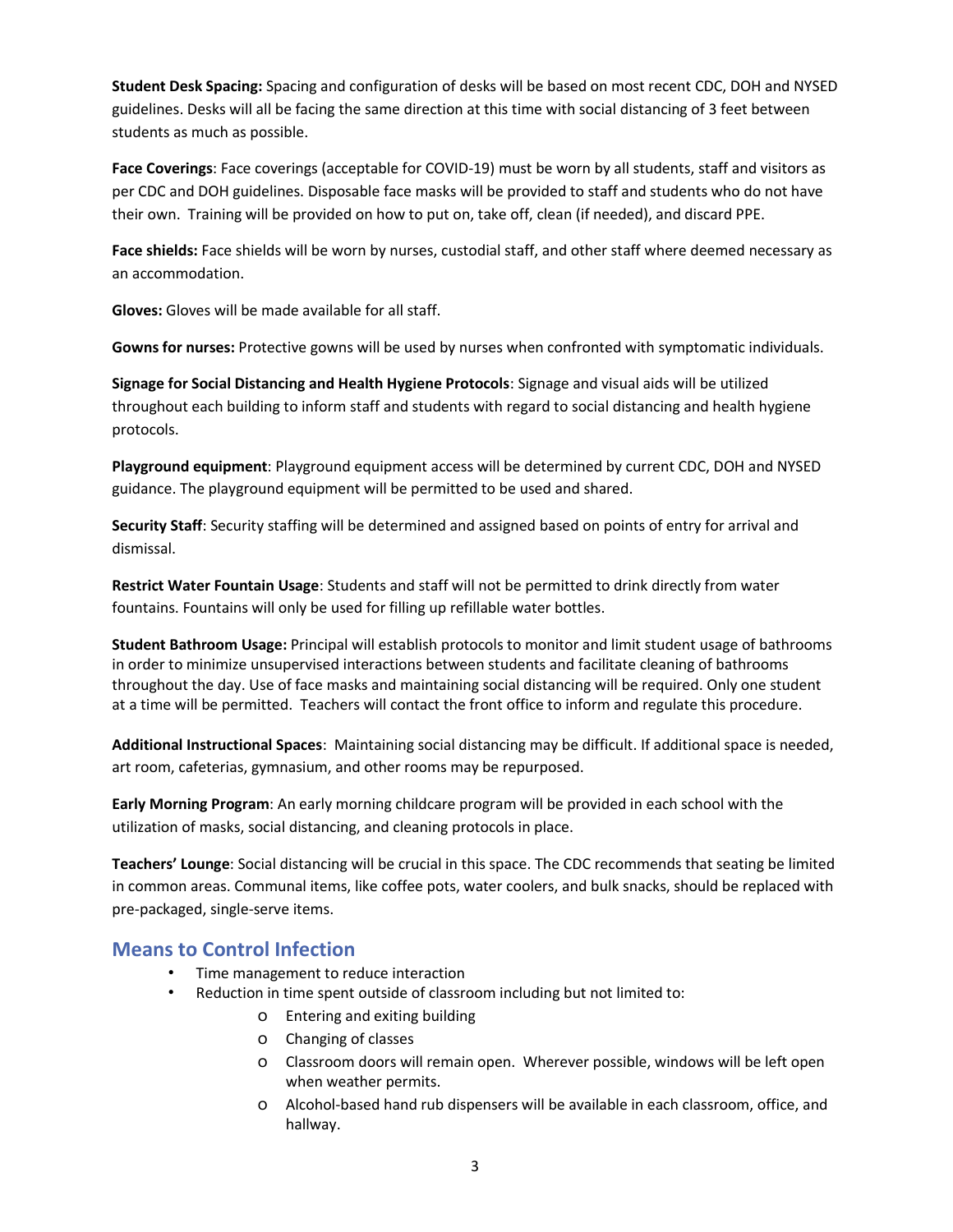**Student Desk Spacing:** Spacing and configuration of desks will be based on most recent CDC, DOH and NYSED guidelines. Desks will all be facing the same direction at this time with social distancing of 3 feet between students as much as possible.

**Face Coverings**: Face coverings (acceptable for COVID-19) must be worn by all students, staff and visitors as per CDC and DOH guidelines. Disposable face masks will be provided to staff and students who do not have their own. Training will be provided on how to put on, take off, clean (if needed), and discard PPE.

**Face shields:** Face shields will be worn by nurses, custodial staff, and other staff where deemed necessary as an accommodation.

**Gloves:** Gloves will be made available for all staff.

**Gowns for nurses:** Protective gowns will be used by nurses when confronted with symptomatic individuals.

**Signage for Social Distancing and Health Hygiene Protocols**: Signage and visual aids will be utilized throughout each building to inform staff and students with regard to social distancing and health hygiene protocols.

**Playground equipment**: Playground equipment access will be determined by current CDC, DOH and NYSED guidance. The playground equipment will be permitted to be used and shared.

**Security Staff**: Security staffing will be determined and assigned based on points of entry for arrival and dismissal.

**Restrict Water Fountain Usage**: Students and staff will not be permitted to drink directly from water fountains. Fountains will only be used for filling up refillable water bottles.

**Student Bathroom Usage:** Principal will establish protocols to monitor and limit student usage of bathrooms in order to minimize unsupervised interactions between students and facilitate cleaning of bathrooms throughout the day. Use of face masks and maintaining social distancing will be required. Only one student at a time will be permitted. Teachers will contact the front office to inform and regulate this procedure.

**Additional Instructional Spaces**: Maintaining social distancing may be difficult. If additional space is needed, art room, cafeterias, gymnasium, and other rooms may be repurposed.

**Early Morning Program**: An early morning childcare program will be provided in each school with the utilization of masks, social distancing, and cleaning protocols in place.

**Teachers' Lounge**: Social distancing will be crucial in this space. The CDC recommends that seating be limited in common areas. Communal items, like coffee pots, water coolers, and bulk snacks, should be replaced with pre-packaged, single-serve items.

## Means to Control Infection

- Time management to reduce interaction
- Reduction in time spent outside of classroom including but not limited to:
    - Entering and exiting building
    - Changing of classes
    - Classroom doors will remain open. Wherever possible, windows will be left open when weather permits.
    - Alcohol-based hand rub dispensers will be available in each classroom, office, and hallway.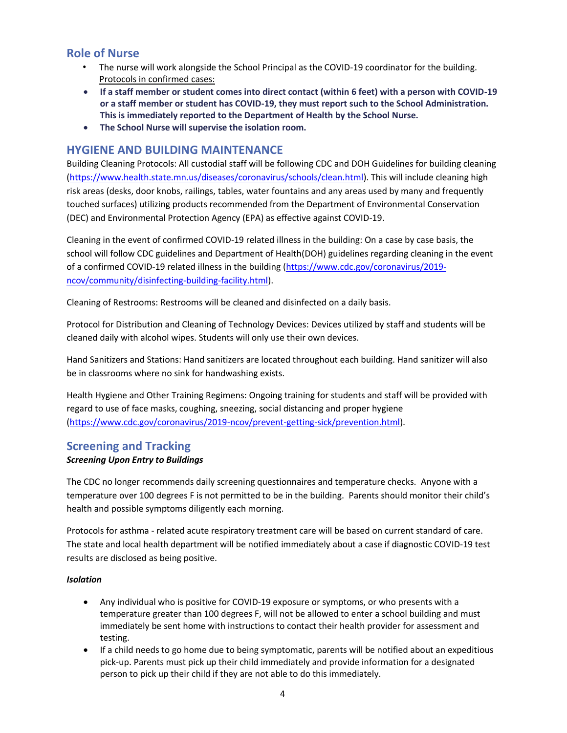## Role of Nurse

- The nurse will work alongside the School Principal as the COVID-19 coordinator for the building.
  Protocols in confirmed cases:
- **If a staff member or student comes into direct contact (within 6 feet) with a person with COVID-19 or a staff member or student has COVID-19, they must report such to the School Administration. This is immediately reported to the Department of Health by the School Nurse.**
- **The School Nurse will supervise the isolation room.**

## HYGIENE AND BUILDING MAINTENANCE

Building Cleaning Protocols: All custodial staff will be following CDC and DOH Guidelines for building cleaning (https://www.health.state.mn.us/diseases/coronavirus/schools/clean.html). This will include cleaning high risk areas (desks, door knobs, railings, tables, water fountains and any areas used by many and frequently touched surfaces) utilizing products recommended from the Department of Environmental Conservation (DEC) and Environmental Protection Agency (EPA) as effective against COVID-19.

Cleaning in the event of confirmed COVID-19 related illness in the building: On a case by case basis, the school will follow CDC guidelines and Department of Health(DOH) guidelines regarding cleaning in the event of a confirmed COVID-19 related illness in the building (https://www.cdc.gov/coronavirus/2019-ncov/community/disinfecting-building-facility.html).

Cleaning of Restrooms: Restrooms will be cleaned and disinfected on a daily basis.

Protocol for Distribution and Cleaning of Technology Devices: Devices utilized by staff and students will be cleaned daily with alcohol wipes. Students will only use their own devices.

Hand Sanitizers and Stations: Hand sanitizers are located throughout each building. Hand sanitizer will also be in classrooms where no sink for handwashing exists.

Health Hygiene and Other Training Regimens: Ongoing training for students and staff will be provided with regard to use of face masks, coughing, sneezing, social distancing and proper hygiene (https://www.cdc.gov/coronavirus/2019-ncov/prevent-getting-sick/prevention.html).

## Screening and Tracking

***Screening Upon Entry to Buildings***

The CDC no longer recommends daily screening questionnaires and temperature checks. Anyone with a temperature over 100 degrees F is not permitted to be in the building. Parents should monitor their child's health and possible symptoms diligently each morning.

Protocols for asthma - related acute respiratory treatment care will be based on current standard of care. The state and local health department will be notified immediately about a case if diagnostic COVID-19 test results are disclosed as being positive.

***Isolation***

- Any individual who is positive for COVID-19 exposure or symptoms, or who presents with a temperature greater than 100 degrees F, will not be allowed to enter a school building and must immediately be sent home with instructions to contact their health provider for assessment and testing.
- If a child needs to go home due to being symptomatic, parents will be notified about an expeditious pick-up. Parents must pick up their child immediately and provide information for a designated person to pick up their child if they are not able to do this immediately.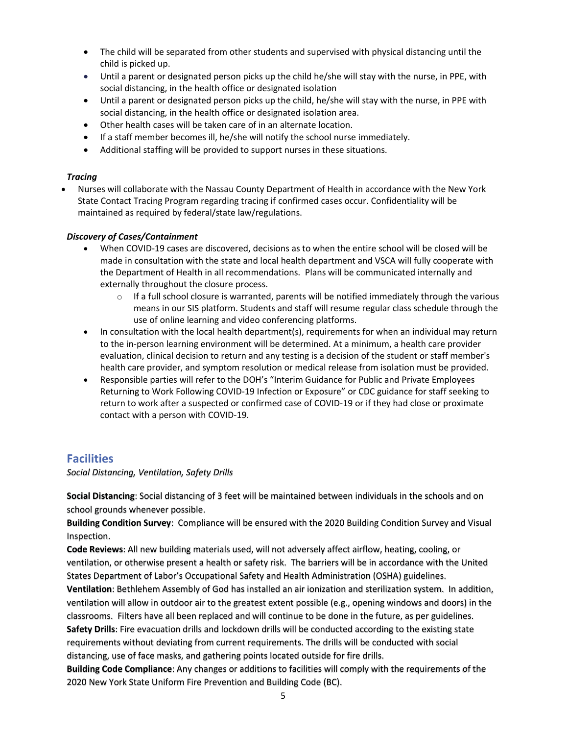- The child will be separated from other students and supervised with physical distancing until the child is picked up.
- Until a parent or designated person picks up the child he/she will stay with the nurse, in PPE, with social distancing, in the health office or designated isolation
- Until a parent or designated person picks up the child, he/she will stay with the nurse, in PPE with social distancing, in the health office or designated isolation area.
- Other health cases will be taken care of in an alternate location.
- If a staff member becomes ill, he/she will notify the school nurse immediately.
- Additional staffing will be provided to support nurses in these situations.

***Tracing***

- Nurses will collaborate with the Nassau County Department of Health in accordance with the New York State Contact Tracing Program regarding tracing if confirmed cases occur. Confidentiality will be maintained as required by federal/state law/regulations.

***Discovery of Cases/Containment***

- When COVID-19 cases are discovered, decisions as to when the entire school will be closed will be made in consultation with the state and local health department and VSCA will fully cooperate with the Department of Health in all recommendations. Plans will be communicated internally and externally throughout the closure process.
  - If a full school closure is warranted, parents will be notified immediately through the various means in our SIS platform. Students and staff will resume regular class schedule through the use of online learning and video conferencing platforms.
- In consultation with the local health department(s), requirements for when an individual may return to the in-person learning environment will be determined. At a minimum, a health care provider evaluation, clinical decision to return and any testing is a decision of the student or staff member's health care provider, and symptom resolution or medical release from isolation must be provided.
- Responsible parties will refer to the DOH's "Interim Guidance for Public and Private Employees Returning to Work Following COVID-19 Infection or Exposure" or CDC guidance for staff seeking to return to work after a suspected or confirmed case of COVID-19 or if they had close or proximate contact with a person with COVID-19.

## Facilities

*Social Distancing, Ventilation, Safety Drills*

**Social Distancing**: Social distancing of 3 feet will be maintained between individuals in the schools and on school grounds whenever possible.
**Building Condition Survey**: Compliance will be ensured with the 2020 Building Condition Survey and Visual Inspection.
**Code Reviews**: All new building materials used, will not adversely affect airflow, heating, cooling, or ventilation, or otherwise present a health or safety risk. The barriers will be in accordance with the United States Department of Labor's Occupational Safety and Health Administration (OSHA) guidelines.
**Ventilation**: Bethlehem Assembly of God has installed an air ionization and sterilization system. In addition, ventilation will allow in outdoor air to the greatest extent possible (e.g., opening windows and doors) in the classrooms. Filters have all been replaced and will continue to be done in the future, as per guidelines.
**Safety Drills**: Fire evacuation drills and lockdown drills will be conducted according to the existing state requirements without deviating from current requirements. The drills will be conducted with social distancing, use of face masks, and gathering points located outside for fire drills.
**Building Code Compliance**: Any changes or additions to facilities will comply with the requirements of the 2020 New York State Uniform Fire Prevention and Building Code (BC).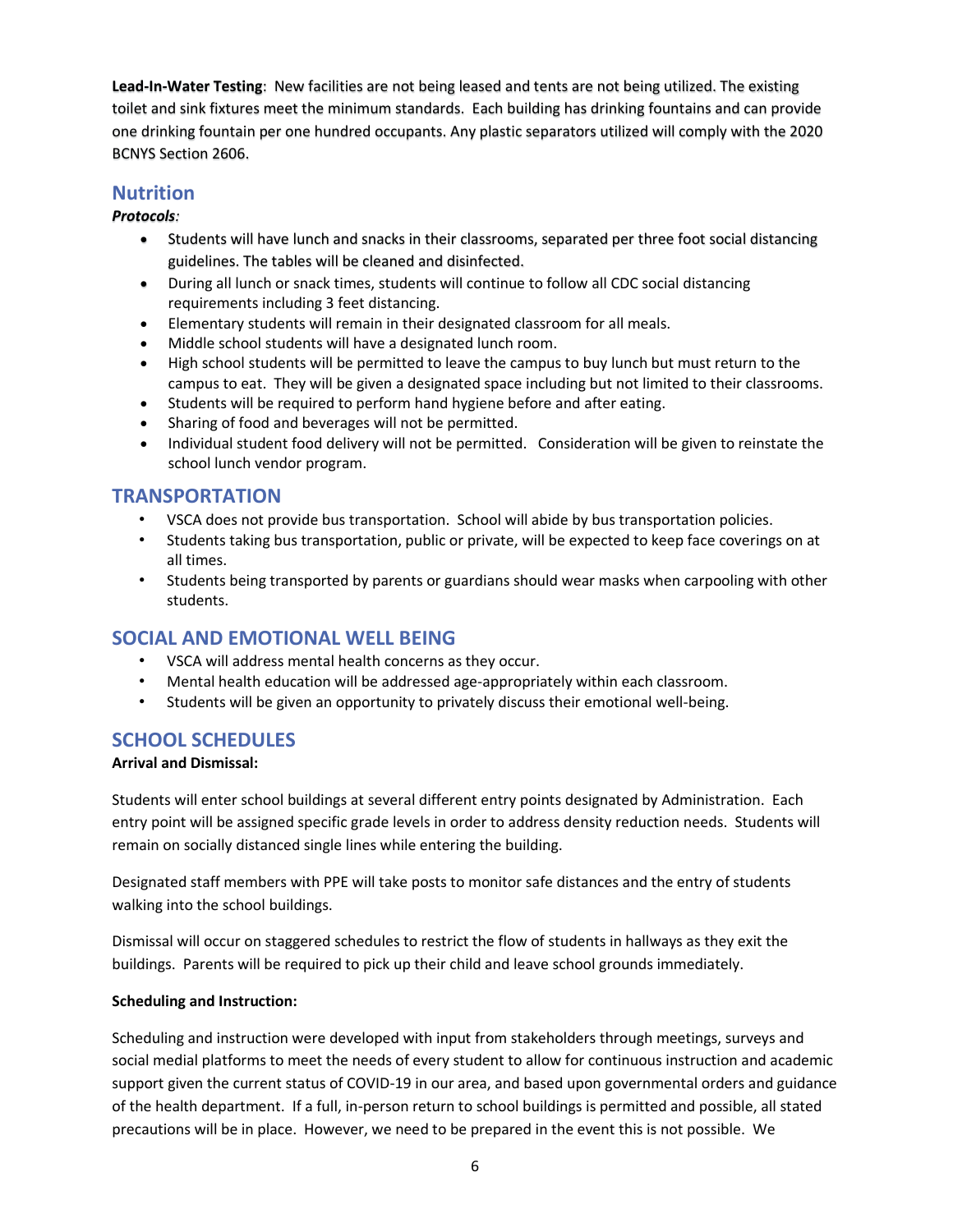**Lead-In-Water Testing**: New facilities are not being leased and tents are not being utilized. The existing toilet and sink fixtures meet the minimum standards. Each building has drinking fountains and can provide one drinking fountain per one hundred occupants. Any plastic separators utilized will comply with the 2020 BCNYS Section 2606.

## Nutrition

***Protocols**:*

- Students will have lunch and snacks in their classrooms, separated per three foot social distancing guidelines. The tables will be cleaned and disinfected.
- During all lunch or snack times, students will continue to follow all CDC social distancing requirements including 3 feet distancing.
- Elementary students will remain in their designated classroom for all meals.
- Middle school students will have a designated lunch room.
- High school students will be permitted to leave the campus to buy lunch but must return to the campus to eat. They will be given a designated space including but not limited to their classrooms.
- Students will be required to perform hand hygiene before and after eating.
- Sharing of food and beverages will not be permitted.
- Individual student food delivery will not be permitted. Consideration will be given to reinstate the school lunch vendor program.

## TRANSPORTATION

- VSCA does not provide bus transportation. School will abide by bus transportation policies.
- Students taking bus transportation, public or private, will be expected to keep face coverings on at all times.
- Students being transported by parents or guardians should wear masks when carpooling with other students.

## SOCIAL AND EMOTIONAL WELL BEING

- VSCA will address mental health concerns as they occur.
- Mental health education will be addressed age-appropriately within each classroom.
- Students will be given an opportunity to privately discuss their emotional well-being.

## SCHOOL SCHEDULES

**Arrival and Dismissal:**

Students will enter school buildings at several different entry points designated by Administration. Each entry point will be assigned specific grade levels in order to address density reduction needs. Students will remain on socially distanced single lines while entering the building.

Designated staff members with PPE will take posts to monitor safe distances and the entry of students walking into the school buildings.

Dismissal will occur on staggered schedules to restrict the flow of students in hallways as they exit the buildings. Parents will be required to pick up their child and leave school grounds immediately.

**Scheduling and Instruction:**

Scheduling and instruction were developed with input from stakeholders through meetings, surveys and social medial platforms to meet the needs of every student to allow for continuous instruction and academic support given the current status of COVID-19 in our area, and based upon governmental orders and guidance of the health department. If a full, in-person return to school buildings is permitted and possible, all stated precautions will be in place. However, we need to be prepared in the event this is not possible. We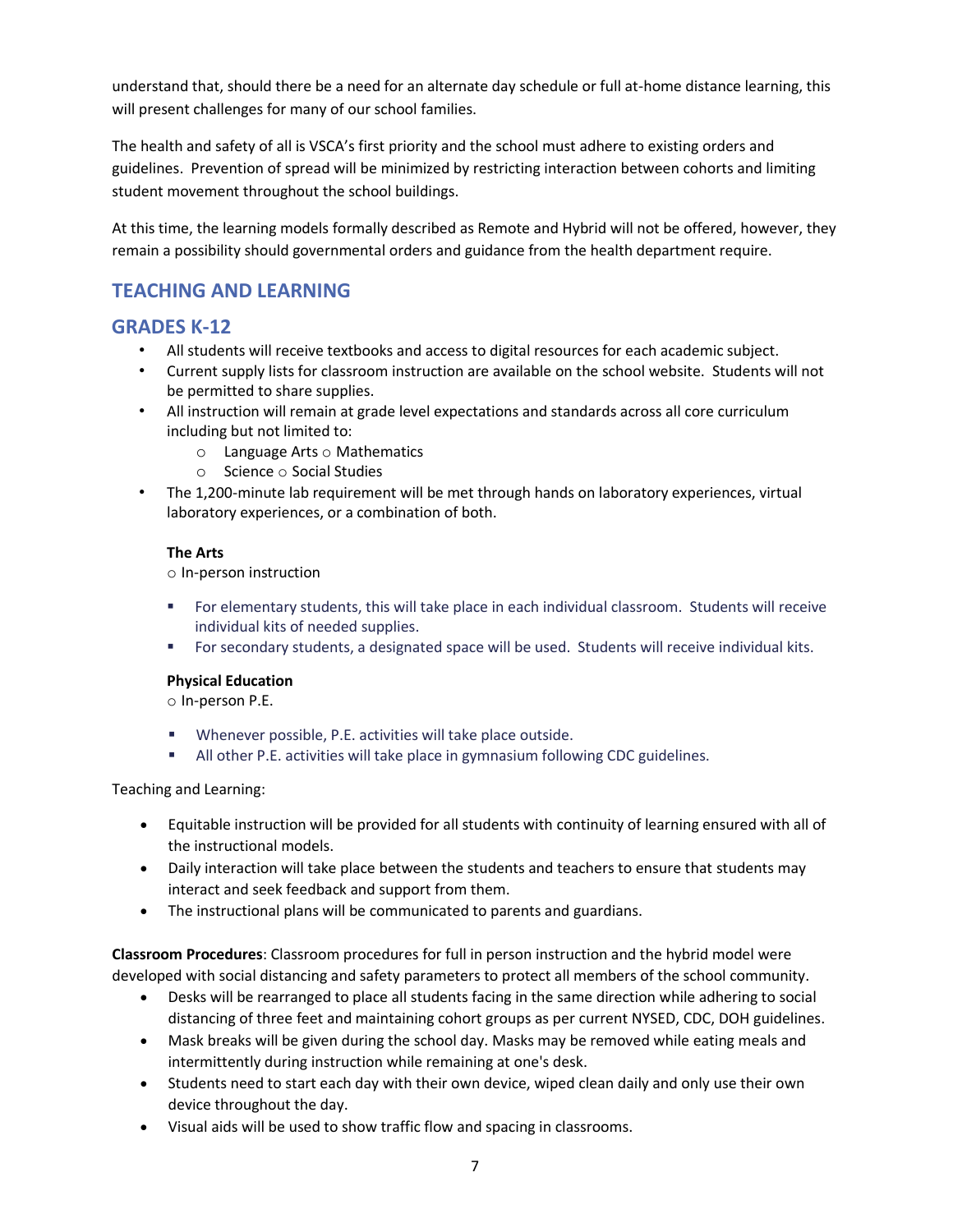understand that, should there be a need for an alternate day schedule or full at-home distance learning, this will present challenges for many of our school families.

The health and safety of all is VSCA's first priority and the school must adhere to existing orders and guidelines. Prevention of spread will be minimized by restricting interaction between cohorts and limiting student movement throughout the school buildings.

At this time, the learning models formally described as Remote and Hybrid will not be offered, however, they remain a possibility should governmental orders and guidance from the health department require.

## TEACHING AND LEARNING

## GRADES K-12

- All students will receive textbooks and access to digital resources for each academic subject.
- Current supply lists for classroom instruction are available on the school website. Students will not be permitted to share supplies.
- All instruction will remain at grade level expectations and standards across all core curriculum including but not limited to:
  - Language Arts ○ Mathematics
  - Science ○ Social Studies
- The 1,200-minute lab requirement will be met through hands on laboratory experiences, virtual laboratory experiences, or a combination of both.

**The Arts**

○ In-person instruction

- For elementary students, this will take place in each individual classroom. Students will receive individual kits of needed supplies.
- For secondary students, a designated space will be used. Students will receive individual kits.

**Physical Education**

○ In-person P.E.

- Whenever possible, P.E. activities will take place outside.
- All other P.E. activities will take place in gymnasium following CDC guidelines.

Teaching and Learning:

- Equitable instruction will be provided for all students with continuity of learning ensured with all of the instructional models.
- Daily interaction will take place between the students and teachers to ensure that students may interact and seek feedback and support from them.
- The instructional plans will be communicated to parents and guardians.

**Classroom Procedures**: Classroom procedures for full in person instruction and the hybrid model were developed with social distancing and safety parameters to protect all members of the school community.

- Desks will be rearranged to place all students facing in the same direction while adhering to social distancing of three feet and maintaining cohort groups as per current NYSED, CDC, DOH guidelines.
- Mask breaks will be given during the school day. Masks may be removed while eating meals and intermittently during instruction while remaining at one's desk.
- Students need to start each day with their own device, wiped clean daily and only use their own device throughout the day.
- Visual aids will be used to show traffic flow and spacing in classrooms.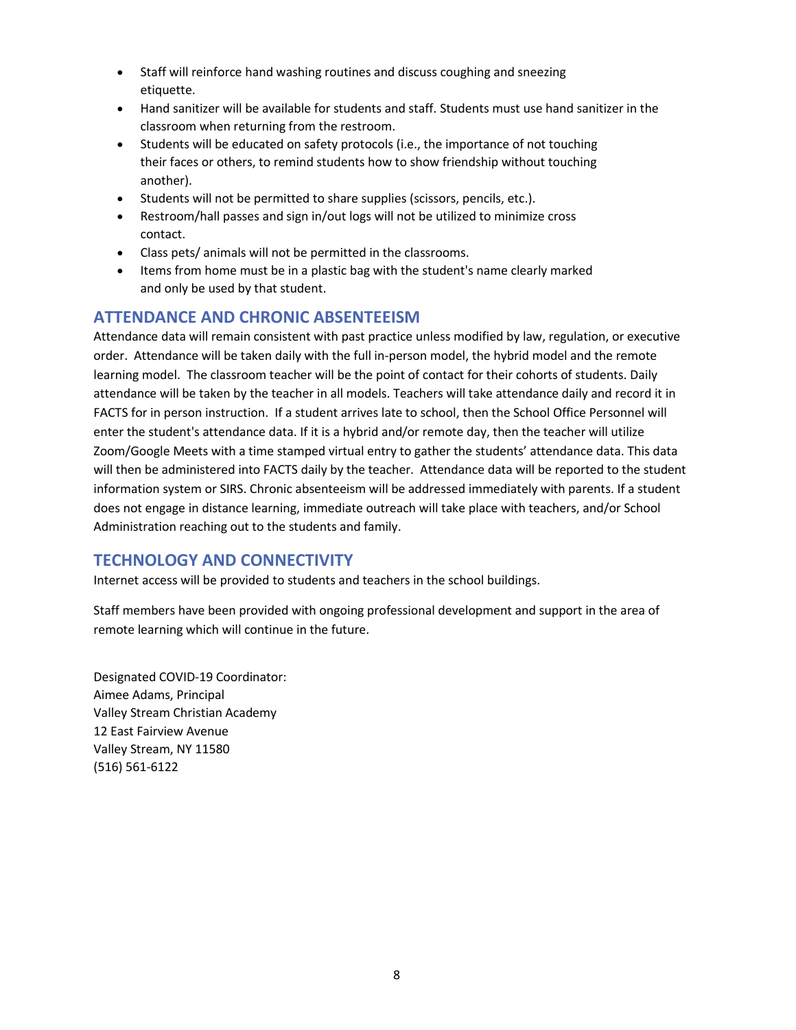- Staff will reinforce hand washing routines and discuss coughing and sneezing etiquette.
- Hand sanitizer will be available for students and staff. Students must use hand sanitizer in the classroom when returning from the restroom.
- Students will be educated on safety protocols (i.e., the importance of not touching their faces or others, to remind students how to show friendship without touching another).
- Students will not be permitted to share supplies (scissors, pencils, etc.).
- Restroom/hall passes and sign in/out logs will not be utilized to minimize cross contact.
- Class pets/ animals will not be permitted in the classrooms.
- Items from home must be in a plastic bag with the student's name clearly marked and only be used by that student.

## ATTENDANCE AND CHRONIC ABSENTEEISM

Attendance data will remain consistent with past practice unless modified by law, regulation, or executive order. Attendance will be taken daily with the full in-person model, the hybrid model and the remote learning model. The classroom teacher will be the point of contact for their cohorts of students. Daily attendance will be taken by the teacher in all models. Teachers will take attendance daily and record it in FACTS for in person instruction. If a student arrives late to school, then the School Office Personnel will enter the student's attendance data. If it is a hybrid and/or remote day, then the teacher will utilize Zoom/Google Meets with a time stamped virtual entry to gather the students' attendance data. This data will then be administered into FACTS daily by the teacher. Attendance data will be reported to the student information system or SIRS. Chronic absenteeism will be addressed immediately with parents. If a student does not engage in distance learning, immediate outreach will take place with teachers, and/or School Administration reaching out to the students and family.

## TECHNOLOGY AND CONNECTIVITY

Internet access will be provided to students and teachers in the school buildings.

Staff members have been provided with ongoing professional development and support in the area of remote learning which will continue in the future.

Designated COVID-19 Coordinator:
Aimee Adams, Principal
Valley Stream Christian Academy
12 East Fairview Avenue
Valley Stream, NY 11580
(516) 561-6122